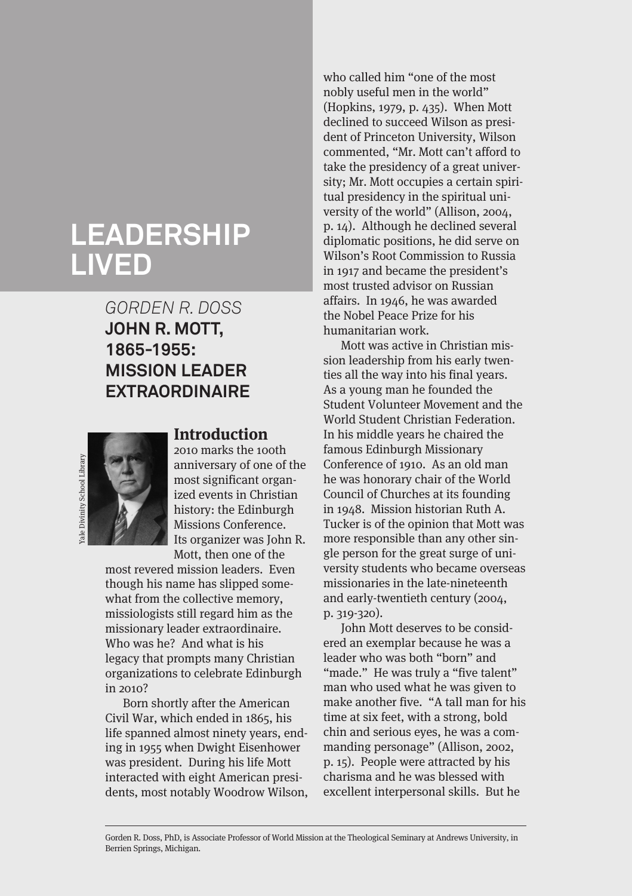# LEADERSHIP LIVED

*GORDEN R. DOSS*

## JOHN R. MOTT, 1865–1955: MISSION LEADER EXTRAORDINAIRE

Yale Divinity School Library

### Introduction

2010 marks the 100th anniversary of one of the most significant organized events in Christian history: the Edinburgh Missions Conference. Its organizer was John R. Mott, then one of the most revered mission leaders. Even though his name has slipped somewhat from the collective memory, missiologists still regard him as the missionary leader extraordinaire. Who was he? And what is his legacy that prompts many Christian organizations to celebrate Edinburgh in 2010?

Born shortly after the American Civil War, which ended in 1865, his life spanned almost ninety years, ending in 1955 when Dwight Eisenhower was president. During his life Mott interacted with eight American presidents, most notably Woodrow Wilson, who called him "one of the most nobly useful men in the world" (Hopkins, 1979, p. 435). When Mott declined to succeed Wilson as president of Princeton University, Wilson commented, "Mr. Mott can't afford to take the presidency of a great university; Mr. Mott occupies a certain spiritual presidency in the spiritual university of the world" (Allison, 2004, p. 14). Although he declined several diplomatic positions, he did serve on Wilson's Root Commission to Russia in 1917 and became the president's most trusted advisor on Russian affairs. In 1946, he was awarded the Nobel Peace Prize for his humanitarian work.

Mott was active in Christian mission leadership from his early twenties all the way into his final years. As a young man he founded the Student Volunteer Movement and the World Student Christian Federation. In his middle years he chaired the famous Edinburgh Missionary Conference of 1910. As an old man he was honorary chair of the World Council of Churches at its founding in 1948. Mission historian Ruth A. Tucker is of the opinion that Mott was more responsible than any other single person for the great surge of university students who became overseas missionaries in the late-nineteenth and early-twentieth century (2004, p. 319-320).

John Mott deserves to be considered an exemplar because he was a leader who was both "born" and "made." He was truly a "five talent" man who used what he was given to make another five. "A tall man for his time at six feet, with a strong, bold chin and serious eyes, he was a commanding personage" (Allison, 2002, p. 15). People were attracted by his charisma and he was blessed with excellent interpersonal skills. But he

Gorden R. Doss, PhD, is Associate Professor of World Mission at the Theological Seminary at Andrews University, in Berrien Springs, Michigan.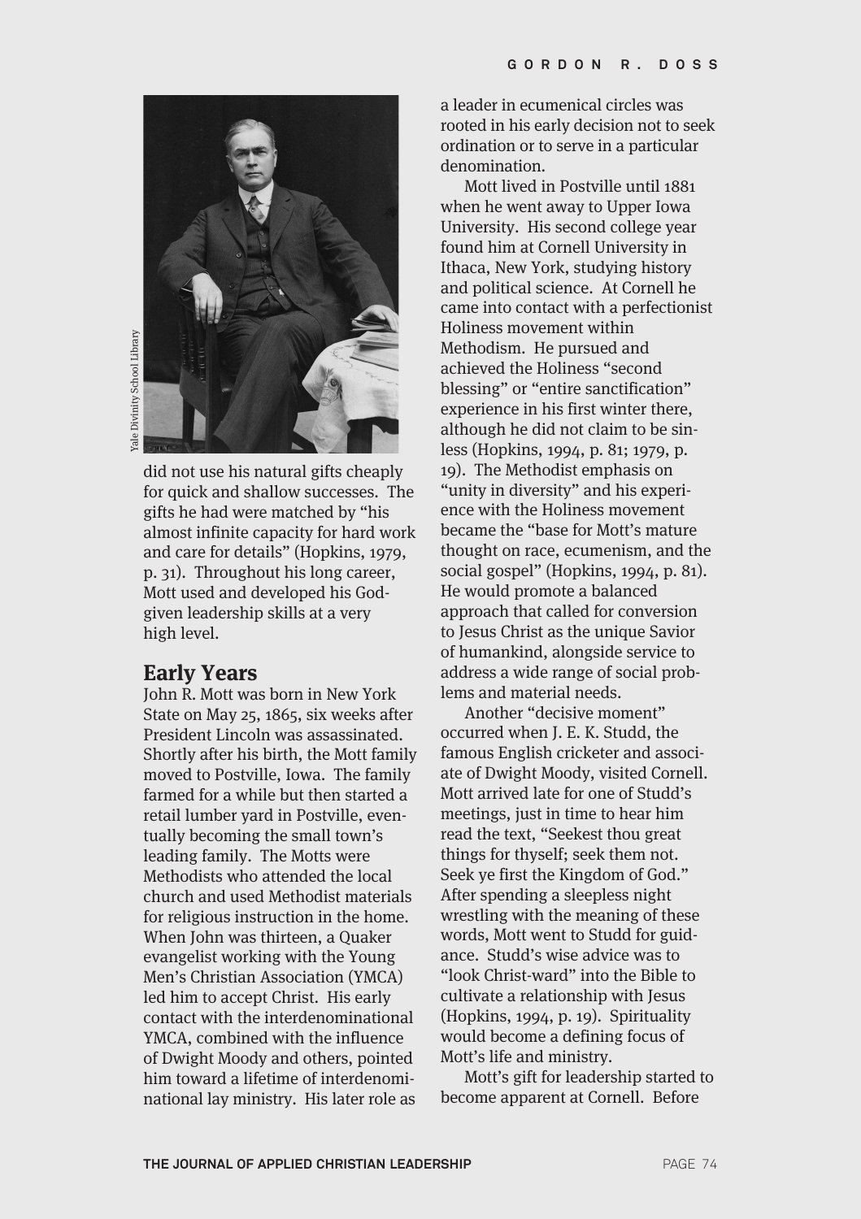did not use his natural gifts cheaply for quick and shallow successes. The gifts he had were matched by "his almost infinite capacity for hard work and care for details" (Hopkins, 1979, p. 31). Throughout his long career, Mott used and developed his God-given leadership skills at a very high level.

## Early Years

John R. Mott was born in New York State on May 25, 1865, six weeks after President Lincoln was assassinated. Shortly after his birth, the Mott family moved to Postville, Iowa. The family farmed for a while but then started a retail lumber yard in Postville, eventually becoming the small town's leading family. The Motts were Methodists who attended the local church and used Methodist materials for religious instruction in the home. When John was thirteen, a Quaker evangelist working with the Young Men's Christian Association (YMCA) led him to accept Christ. His early contact with the interdenominational YMCA, combined with the influence of Dwight Moody and others, pointed him toward a lifetime of interdenominational lay ministry. His later role as a leader in ecumenical circles was rooted in his early decision not to seek ordination or to serve in a particular denomination.

Mott lived in Postville until 1881 when he went away to Upper Iowa University. His second college year found him at Cornell University in Ithaca, New York, studying history and political science. At Cornell he came into contact with a perfectionist Holiness movement within Methodism. He pursued and achieved the Holiness "second blessing" or "entire sanctification" experience in his first winter there, although he did not claim to be sinless (Hopkins, 1994, p. 81; 1979, p. 19). The Methodist emphasis on "unity in diversity" and his experience with the Holiness movement became the "base for Mott's mature thought on race, ecumenism, and the social gospel" (Hopkins, 1994, p. 81). He would promote a balanced approach that called for conversion to Jesus Christ as the unique Savior of humankind, alongside service to address a wide range of social problems and material needs.

Another "decisive moment" occurred when J. E. K. Studd, the famous English cricketer and associate of Dwight Moody, visited Cornell. Mott arrived late for one of Studd's meetings, just in time to hear him read the text, "Seekest thou great things for thyself; seek them not. Seek ye first the Kingdom of God." After spending a sleepless night wrestling with the meaning of these words, Mott went to Studd for guidance. Studd's wise advice was to "look Christ-ward" into the Bible to cultivate a relationship with Jesus (Hopkins, 1994, p. 19). Spirituality would become a defining focus of Mott's life and ministry.

Mott's gift for leadership started to become apparent at Cornell. Before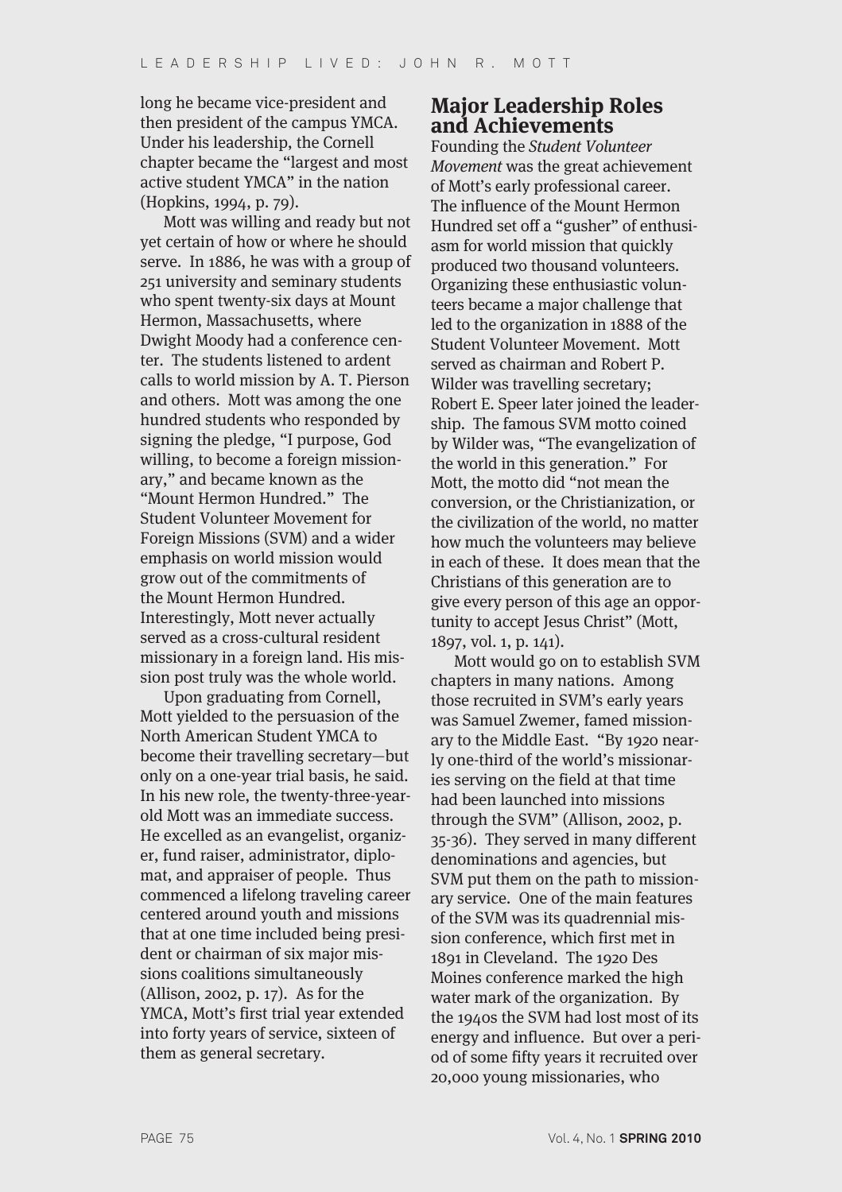long he became vice-president and then president of the campus YMCA. Under his leadership, the Cornell chapter became the "largest and most active student YMCA" in the nation (Hopkins, 1994, p. 79).

Mott was willing and ready but not yet certain of how or where he should serve. In 1886, he was with a group of 251 university and seminary students who spent twenty-six days at Mount Hermon, Massachusetts, where Dwight Moody had a conference center. The students listened to ardent calls to world mission by A. T. Pierson and others. Mott was among the one hundred students who responded by signing the pledge, "I purpose, God willing, to become a foreign missionary," and became known as the "Mount Hermon Hundred." The Student Volunteer Movement for Foreign Missions (SVM) and a wider emphasis on world mission would grow out of the commitments of the Mount Hermon Hundred. Interestingly, Mott never actually served as a cross-cultural resident missionary in a foreign land. His mission post truly was the whole world.

Upon graduating from Cornell, Mott yielded to the persuasion of the North American Student YMCA to become their travelling secretary—but only on a one-year trial basis, he said. In his new role, the twenty-three-year-old Mott was an immediate success. He excelled as an evangelist, organizer, fund raiser, administrator, diplomat, and appraiser of people. Thus commenced a lifelong traveling career centered around youth and missions that at one time included being president or chairman of six major missions coalitions simultaneously (Allison, 2002, p. 17). As for the YMCA, Mott's first trial year extended into forty years of service, sixteen of them as general secretary.

## Major Leadership Roles and Achievements

Founding the *Student Volunteer Movement* was the great achievement of Mott's early professional career. The influence of the Mount Hermon Hundred set off a "gusher" of enthusiasm for world mission that quickly produced two thousand volunteers. Organizing these enthusiastic volunteers became a major challenge that led to the organization in 1888 of the Student Volunteer Movement. Mott served as chairman and Robert P. Wilder was travelling secretary; Robert E. Speer later joined the leadership. The famous SVM motto coined by Wilder was, "The evangelization of the world in this generation." For Mott, the motto did "not mean the conversion, or the Christianization, or the civilization of the world, no matter how much the volunteers may believe in each of these. It does mean that the Christians of this generation are to give every person of this age an opportunity to accept Jesus Christ" (Mott, 1897, vol. 1, p. 141).

Mott would go on to establish SVM chapters in many nations. Among those recruited in SVM's early years was Samuel Zwemer, famed missionary to the Middle East. "By 1920 nearly one-third of the world's missionaries serving on the field at that time had been launched into missions through the SVM" (Allison, 2002, p. 35-36). They served in many different denominations and agencies, but SVM put them on the path to missionary service. One of the main features of the SVM was its quadrennial mission conference, which first met in 1891 in Cleveland. The 1920 Des Moines conference marked the high water mark of the organization. By the 1940s the SVM had lost most of its energy and influence. But over a period of some fifty years it recruited over 20,000 young missionaries, who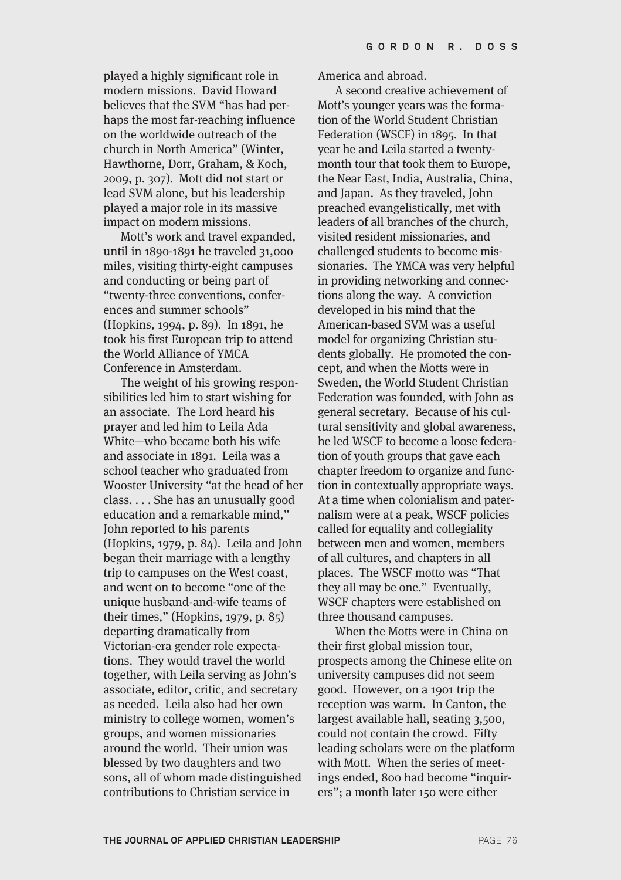played a highly significant role in modern missions. David Howard believes that the SVM "has had perhaps the most far-reaching influence on the worldwide outreach of the church in North America" (Winter, Hawthorne, Dorr, Graham, & Koch, 2009, p. 307). Mott did not start or lead SVM alone, but his leadership played a major role in its massive impact on modern missions.

Mott's work and travel expanded, until in 1890-1891 he traveled 31,000 miles, visiting thirty-eight campuses and conducting or being part of "twenty-three conventions, conferences and summer schools" (Hopkins, 1994, p. 89). In 1891, he took his first European trip to attend the World Alliance of YMCA Conference in Amsterdam.

The weight of his growing responsibilities led him to start wishing for an associate. The Lord heard his prayer and led him to Leila Ada White—who became both his wife and associate in 1891. Leila was a school teacher who graduated from Wooster University "at the head of her class. . . . She has an unusually good education and a remarkable mind," John reported to his parents (Hopkins, 1979, p. 84). Leila and John began their marriage with a lengthy trip to campuses on the West coast, and went on to become "one of the unique husband-and-wife teams of their times," (Hopkins, 1979, p. 85) departing dramatically from Victorian-era gender role expectations. They would travel the world together, with Leila serving as John's associate, editor, critic, and secretary as needed. Leila also had her own ministry to college women, women's groups, and women missionaries around the world. Their union was blessed by two daughters and two sons, all of whom made distinguished contributions to Christian service in America and abroad.

A second creative achievement of Mott's younger years was the formation of the World Student Christian Federation (WSCF) in 1895. In that year he and Leila started a twenty-month tour that took them to Europe, the Near East, India, Australia, China, and Japan. As they traveled, John preached evangelistically, met with leaders of all branches of the church, visited resident missionaries, and challenged students to become missionaries. The YMCA was very helpful in providing networking and connections along the way. A conviction developed in his mind that the American-based SVM was a useful model for organizing Christian students globally. He promoted the concept, and when the Motts were in Sweden, the World Student Christian Federation was founded, with John as general secretary. Because of his cultural sensitivity and global awareness, he led WSCF to become a loose federation of youth groups that gave each chapter freedom to organize and function in contextually appropriate ways. At a time when colonialism and paternalism were at a peak, WSCF policies called for equality and collegiality between men and women, members of all cultures, and chapters in all places. The WSCF motto was "That they all may be one." Eventually, WSCF chapters were established on three thousand campuses.

When the Motts were in China on their first global mission tour, prospects among the Chinese elite on university campuses did not seem good. However, on a 1901 trip the reception was warm. In Canton, the largest available hall, seating 3,500, could not contain the crowd. Fifty leading scholars were on the platform with Mott. When the series of meetings ended, 800 had become "inquirers"; a month later 150 were either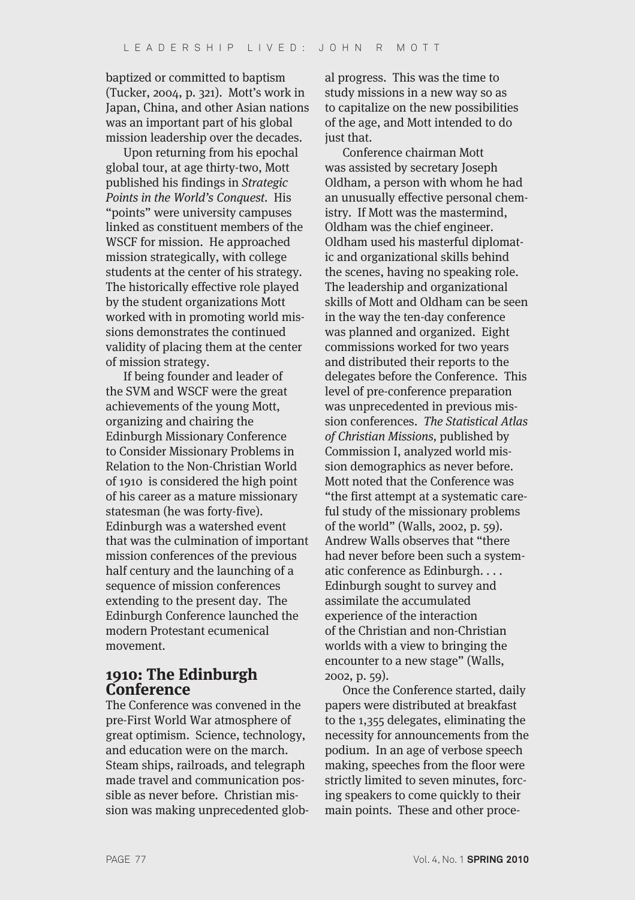baptized or committed to baptism (Tucker, 2004, p. 321). Mott's work in Japan, China, and other Asian nations was an important part of his global mission leadership over the decades.

Upon returning from his epochal global tour, at age thirty-two, Mott published his findings in *Strategic Points in the World's Conquest*. His "points" were university campuses linked as constituent members of the WSCF for mission. He approached mission strategically, with college students at the center of his strategy. The historically effective role played by the student organizations Mott worked with in promoting world missions demonstrates the continued validity of placing them at the center of mission strategy.

If being founder and leader of the SVM and WSCF were the great achievements of the young Mott, organizing and chairing the Edinburgh Missionary Conference to Consider Missionary Problems in Relation to the Non-Christian World of 1910 is considered the high point of his career as a mature missionary statesman (he was forty-five). Edinburgh was a watershed event that was the culmination of important mission conferences of the previous half century and the launching of a sequence of mission conferences extending to the present day. The Edinburgh Conference launched the modern Protestant ecumenical movement.

## 1910: The Edinburgh Conference

The Conference was convened in the pre-First World War atmosphere of great optimism. Science, technology, and education were on the march. Steam ships, railroads, and telegraph made travel and communication possible as never before. Christian mission was making unprecedented global progress. This was the time to study missions in a new way so as to capitalize on the new possibilities of the age, and Mott intended to do just that.

Conference chairman Mott was assisted by secretary Joseph Oldham, a person with whom he had an unusually effective personal chemistry. If Mott was the mastermind, Oldham was the chief engineer. Oldham used his masterful diplomatic and organizational skills behind the scenes, having no speaking role. The leadership and organizational skills of Mott and Oldham can be seen in the way the ten-day conference was planned and organized. Eight commissions worked for two years and distributed their reports to the delegates before the Conference. This level of pre-conference preparation was unprecedented in previous mission conferences. *The Statistical Atlas of Christian Missions,* published by Commission I, analyzed world mission demographics as never before. Mott noted that the Conference was "the first attempt at a systematic careful study of the missionary problems of the world" (Walls, 2002, p. 59). Andrew Walls observes that "there had never before been such a systematic conference as Edinburgh. . . . Edinburgh sought to survey and assimilate the accumulated experience of the interaction of the Christian and non-Christian worlds with a view to bringing the encounter to a new stage" (Walls, 2002, p. 59).

Once the Conference started, daily papers were distributed at breakfast to the 1,355 delegates, eliminating the necessity for announcements from the podium. In an age of verbose speech making, speeches from the floor were strictly limited to seven minutes, forcing speakers to come quickly to their main points. These and other proce-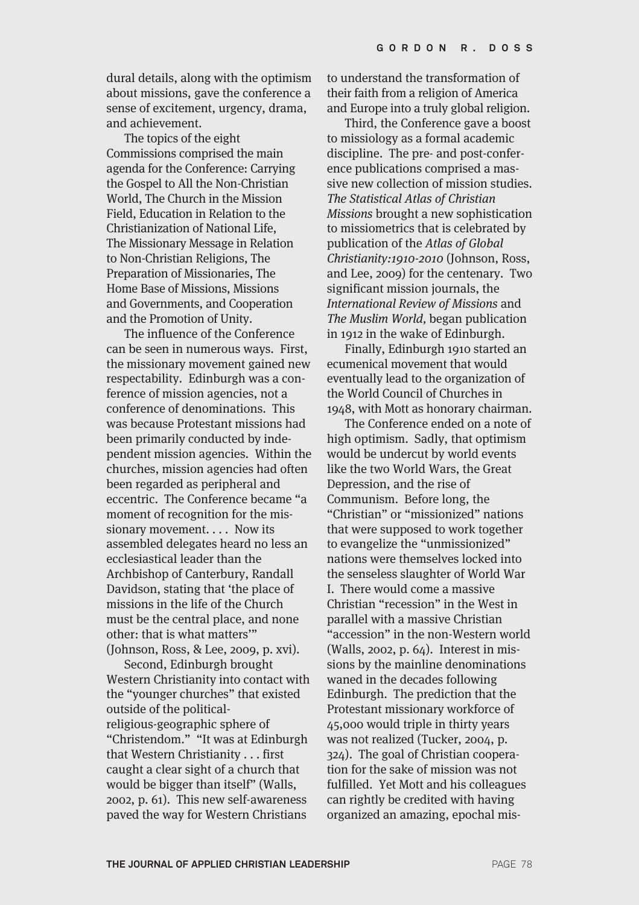dural details, along with the optimism about missions, gave the conference a sense of excitement, urgency, drama, and achievement.

The topics of the eight Commissions comprised the main agenda for the Conference: Carrying the Gospel to All the Non-Christian World, The Church in the Mission Field, Education in Relation to the Christianization of National Life, The Missionary Message in Relation to Non-Christian Religions, The Preparation of Missionaries, The Home Base of Missions, Missions and Governments, and Cooperation and the Promotion of Unity.

The influence of the Conference can be seen in numerous ways. First, the missionary movement gained new respectability. Edinburgh was a conference of mission agencies, not a conference of denominations. This was because Protestant missions had been primarily conducted by independent mission agencies. Within the churches, mission agencies had often been regarded as peripheral and eccentric. The Conference became "a moment of recognition for the missionary movement. . . . Now its assembled delegates heard no less an ecclesiastical leader than the Archbishop of Canterbury, Randall Davidson, stating that 'the place of missions in the life of the Church must be the central place, and none other: that is what matters'" (Johnson, Ross, & Lee, 2009, p. xvi).

Second, Edinburgh brought Western Christianity into contact with the "younger churches" that existed outside of the political-religious-geographic sphere of "Christendom." "It was at Edinburgh that Western Christianity . . . first caught a clear sight of a church that would be bigger than itself" (Walls, 2002, p. 61). This new self-awareness paved the way for Western Christians to understand the transformation of their faith from a religion of America and Europe into a truly global religion.

Third, the Conference gave a boost to missiology as a formal academic discipline. The pre- and post-conference publications comprised a massive new collection of mission studies. *The Statistical Atlas of Christian Missions* brought a new sophistication to missiometrics that is celebrated by publication of the *Atlas of Global Christianity:1910-2010* (Johnson, Ross, and Lee, 2009) for the centenary. Two significant mission journals, the *International Review of Missions* and *The Muslim World,* began publication in 1912 in the wake of Edinburgh.

Finally, Edinburgh 1910 started an ecumenical movement that would eventually lead to the organization of the World Council of Churches in 1948, with Mott as honorary chairman.

The Conference ended on a note of high optimism. Sadly, that optimism would be undercut by world events like the two World Wars, the Great Depression, and the rise of Communism. Before long, the "Christian" or "missionized" nations that were supposed to work together to evangelize the "unmissionized" nations were themselves locked into the senseless slaughter of World War I. There would come a massive Christian "recession" in the West in parallel with a massive Christian "accession" in the non-Western world (Walls, 2002, p. 64). Interest in missions by the mainline denominations waned in the decades following Edinburgh. The prediction that the Protestant missionary workforce of 45,000 would triple in thirty years was not realized (Tucker, 2004, p. 324). The goal of Christian cooperation for the sake of mission was not fulfilled. Yet Mott and his colleagues can rightly be credited with having organized an amazing, epochal mis-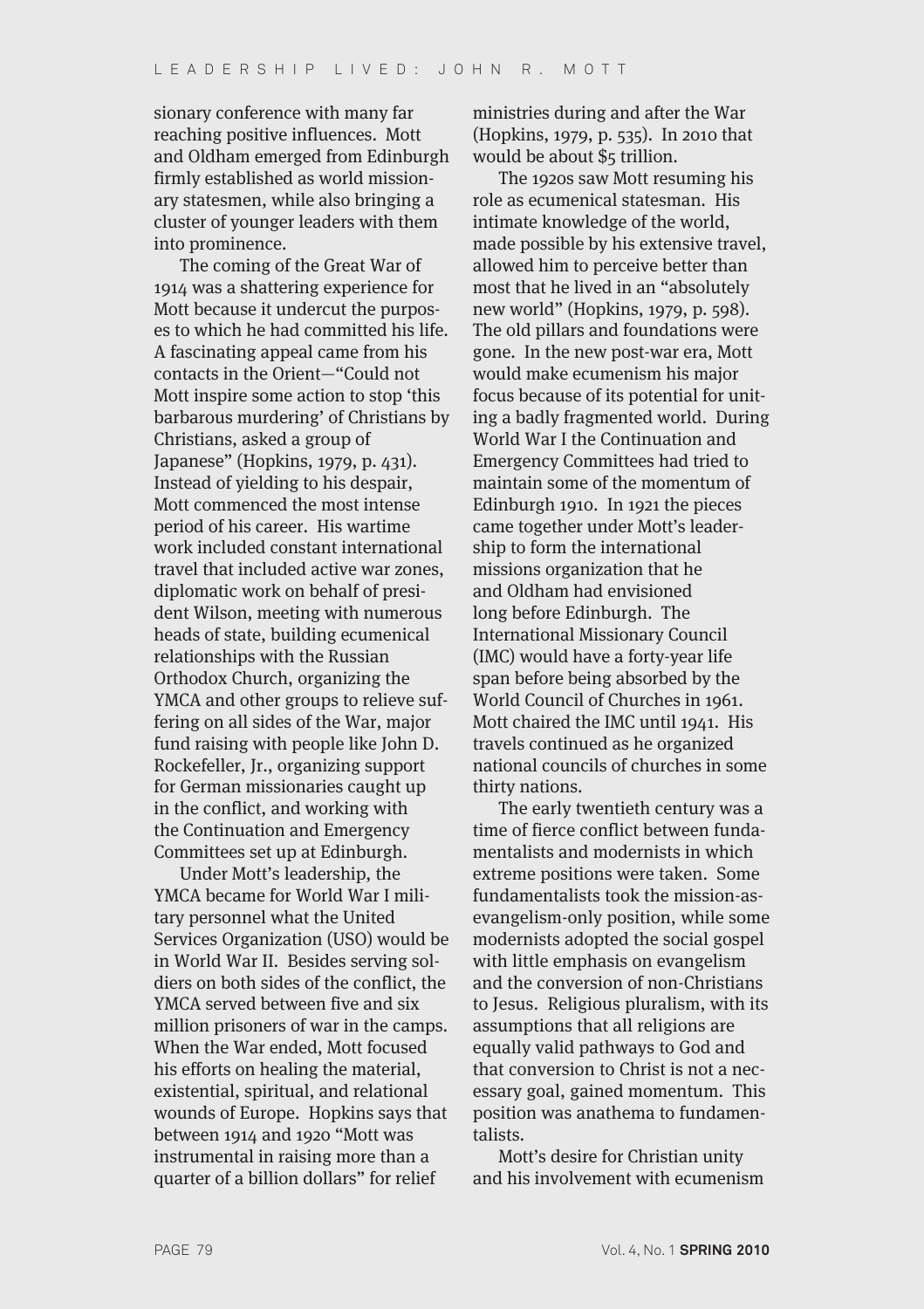sionary conference with many far reaching positive influences. Mott and Oldham emerged from Edinburgh firmly established as world missionary statesmen, while also bringing a cluster of younger leaders with them into prominence.

The coming of the Great War of 1914 was a shattering experience for Mott because it undercut the purposes to which he had committed his life. A fascinating appeal came from his contacts in the Orient—"Could not Mott inspire some action to stop 'this barbarous murdering' of Christians by Christians, asked a group of Japanese" (Hopkins, 1979, p. 431). Instead of yielding to his despair, Mott commenced the most intense period of his career. His wartime work included constant international travel that included active war zones, diplomatic work on behalf of president Wilson, meeting with numerous heads of state, building ecumenical relationships with the Russian Orthodox Church, organizing the YMCA and other groups to relieve suffering on all sides of the War, major fund raising with people like John D. Rockefeller, Jr., organizing support for German missionaries caught up in the conflict, and working with the Continuation and Emergency Committees set up at Edinburgh.

Under Mott's leadership, the YMCA became for World War I military personnel what the United Services Organization (USO) would be in World War II. Besides serving soldiers on both sides of the conflict, the YMCA served between five and six million prisoners of war in the camps. When the War ended, Mott focused his efforts on healing the material, existential, spiritual, and relational wounds of Europe. Hopkins says that between 1914 and 1920 "Mott was instrumental in raising more than a quarter of a billion dollars" for relief ministries during and after the War (Hopkins, 1979, p. 535). In 2010 that would be about $5 trillion.

The 1920s saw Mott resuming his role as ecumenical statesman. His intimate knowledge of the world, made possible by his extensive travel, allowed him to perceive better than most that he lived in an "absolutely new world" (Hopkins, 1979, p. 598). The old pillars and foundations were gone. In the new post-war era, Mott would make ecumenism his major focus because of its potential for uniting a badly fragmented world. During World War I the Continuation and Emergency Committees had tried to maintain some of the momentum of Edinburgh 1910. In 1921 the pieces came together under Mott's leadership to form the international missions organization that he and Oldham had envisioned long before Edinburgh. The International Missionary Council (IMC) would have a forty-year life span before being absorbed by the World Council of Churches in 1961. Mott chaired the IMC until 1941. His travels continued as he organized national councils of churches in some thirty nations.

The early twentieth century was a time of fierce conflict between fundamentalists and modernists in which extreme positions were taken. Some fundamentalists took the mission-as-evangelism-only position, while some modernists adopted the social gospel with little emphasis on evangelism and the conversion of non-Christians to Jesus. Religious pluralism, with its assumptions that all religions are equally valid pathways to God and that conversion to Christ is not a necessary goal, gained momentum. This position was anathema to fundamentalists.

Mott's desire for Christian unity and his involvement with ecumenism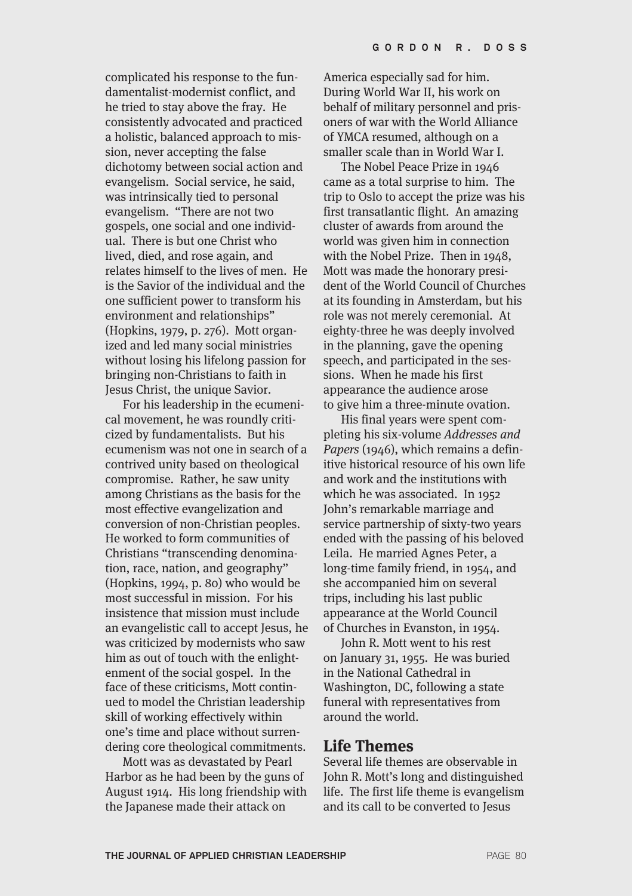complicated his response to the fundamentalist-modernist conflict, and he tried to stay above the fray. He consistently advocated and practiced a holistic, balanced approach to mission, never accepting the false dichotomy between social action and evangelism. Social service, he said, was intrinsically tied to personal evangelism. "There are not two gospels, one social and one individual. There is but one Christ who lived, died, and rose again, and relates himself to the lives of men. He is the Savior of the individual and the one sufficient power to transform his environment and relationships" (Hopkins, 1979, p. 276). Mott organized and led many social ministries without losing his lifelong passion for bringing non-Christians to faith in Jesus Christ, the unique Savior.

For his leadership in the ecumenical movement, he was roundly criticized by fundamentalists. But his ecumenism was not one in search of a contrived unity based on theological compromise. Rather, he saw unity among Christians as the basis for the most effective evangelization and conversion of non-Christian peoples. He worked to form communities of Christians "transcending denomination, race, nation, and geography" (Hopkins, 1994, p. 80) who would be most successful in mission. For his insistence that mission must include an evangelistic call to accept Jesus, he was criticized by modernists who saw him as out of touch with the enlightenment of the social gospel. In the face of these criticisms, Mott continued to model the Christian leadership skill of working effectively within one's time and place without surrendering core theological commitments.

Mott was as devastated by Pearl Harbor as he had been by the guns of August 1914. His long friendship with the Japanese made their attack on America especially sad for him. During World War II, his work on behalf of military personnel and prisoners of war with the World Alliance of YMCA resumed, although on a smaller scale than in World War I.

The Nobel Peace Prize in 1946 came as a total surprise to him. The trip to Oslo to accept the prize was his first transatlantic flight. An amazing cluster of awards from around the world was given him in connection with the Nobel Prize. Then in 1948, Mott was made the honorary president of the World Council of Churches at its founding in Amsterdam, but his role was not merely ceremonial. At eighty-three he was deeply involved in the planning, gave the opening speech, and participated in the sessions. When he made his first appearance the audience arose to give him a three-minute ovation.

His final years were spent completing his six-volume *Addresses and Papers* (1946), which remains a definitive historical resource of his own life and work and the institutions with which he was associated. In 1952 John's remarkable marriage and service partnership of sixty-two years ended with the passing of his beloved Leila. He married Agnes Peter, a long-time family friend, in 1954, and she accompanied him on several trips, including his last public appearance at the World Council of Churches in Evanston, in 1954.

John R. Mott went to his rest on January 31, 1955. He was buried in the National Cathedral in Washington, DC, following a state funeral with representatives from around the world.

## Life Themes

Several life themes are observable in John R. Mott's long and distinguished life. The first life theme is evangelism and its call to be converted to Jesus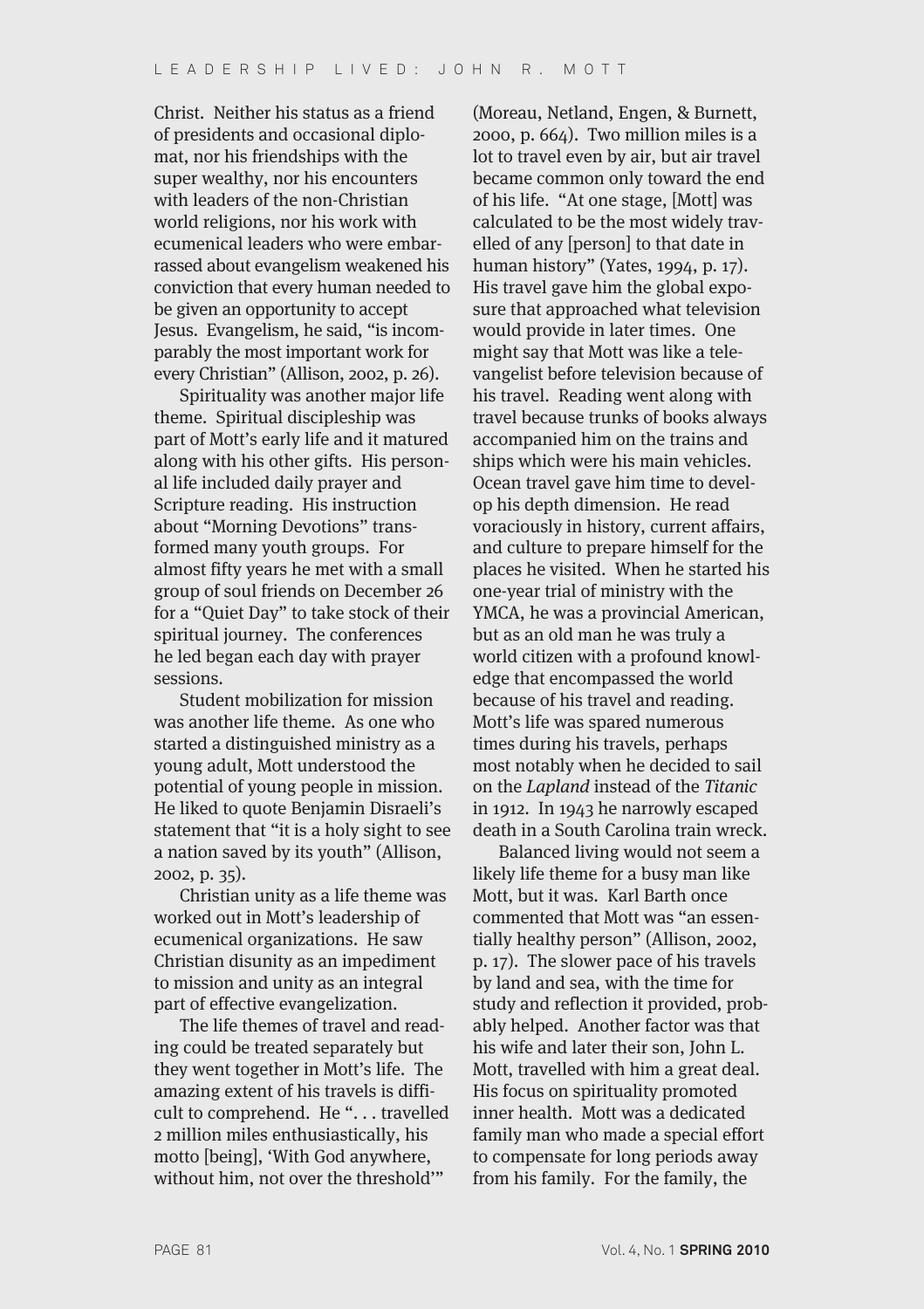Christ. Neither his status as a friend of presidents and occasional diplomat, nor his friendships with the super wealthy, nor his encounters with leaders of the non-Christian world religions, nor his work with ecumenical leaders who were embarrassed about evangelism weakened his conviction that every human needed to be given an opportunity to accept Jesus. Evangelism, he said, "is incomparably the most important work for every Christian" (Allison, 2002, p. 26).

Spirituality was another major life theme. Spiritual discipleship was part of Mott's early life and it matured along with his other gifts. His personal life included daily prayer and Scripture reading. His instruction about "Morning Devotions" transformed many youth groups. For almost fifty years he met with a small group of soul friends on December 26 for a "Quiet Day" to take stock of their spiritual journey. The conferences he led began each day with prayer sessions.

Student mobilization for mission was another life theme. As one who started a distinguished ministry as a young adult, Mott understood the potential of young people in mission. He liked to quote Benjamin Disraeli's statement that "it is a holy sight to see a nation saved by its youth" (Allison, 2002, p. 35).

Christian unity as a life theme was worked out in Mott's leadership of ecumenical organizations. He saw Christian disunity as an impediment to mission and unity as an integral part of effective evangelization.

The life themes of travel and reading could be treated separately but they went together in Mott's life. The amazing extent of his travels is difficult to comprehend. He ". . . travelled 2 million miles enthusiastically, his motto [being], 'With God anywhere, without him, not over the threshold'" (Moreau, Netland, Engen, & Burnett, 2000, p. 664). Two million miles is a lot to travel even by air, but air travel became common only toward the end of his life. "At one stage, [Mott] was calculated to be the most widely travelled of any [person] to that date in human history" (Yates, 1994, p. 17). His travel gave him the global exposure that approached what television would provide in later times. One might say that Mott was like a televangelist before television because of his travel. Reading went along with travel because trunks of books always accompanied him on the trains and ships which were his main vehicles. Ocean travel gave him time to develop his depth dimension. He read voraciously in history, current affairs, and culture to prepare himself for the places he visited. When he started his one-year trial of ministry with the YMCA, he was a provincial American, but as an old man he was truly a world citizen with a profound knowledge that encompassed the world because of his travel and reading. Mott's life was spared numerous times during his travels, perhaps most notably when he decided to sail on the *Lapland* instead of the *Titanic* in 1912. In 1943 he narrowly escaped death in a South Carolina train wreck.

Balanced living would not seem a likely life theme for a busy man like Mott, but it was. Karl Barth once commented that Mott was "an essentially healthy person" (Allison, 2002, p. 17). The slower pace of his travels by land and sea, with the time for study and reflection it provided, probably helped. Another factor was that his wife and later their son, John L. Mott, travelled with him a great deal. His focus on spirituality promoted inner health. Mott was a dedicated family man who made a special effort to compensate for long periods away from his family. For the family, the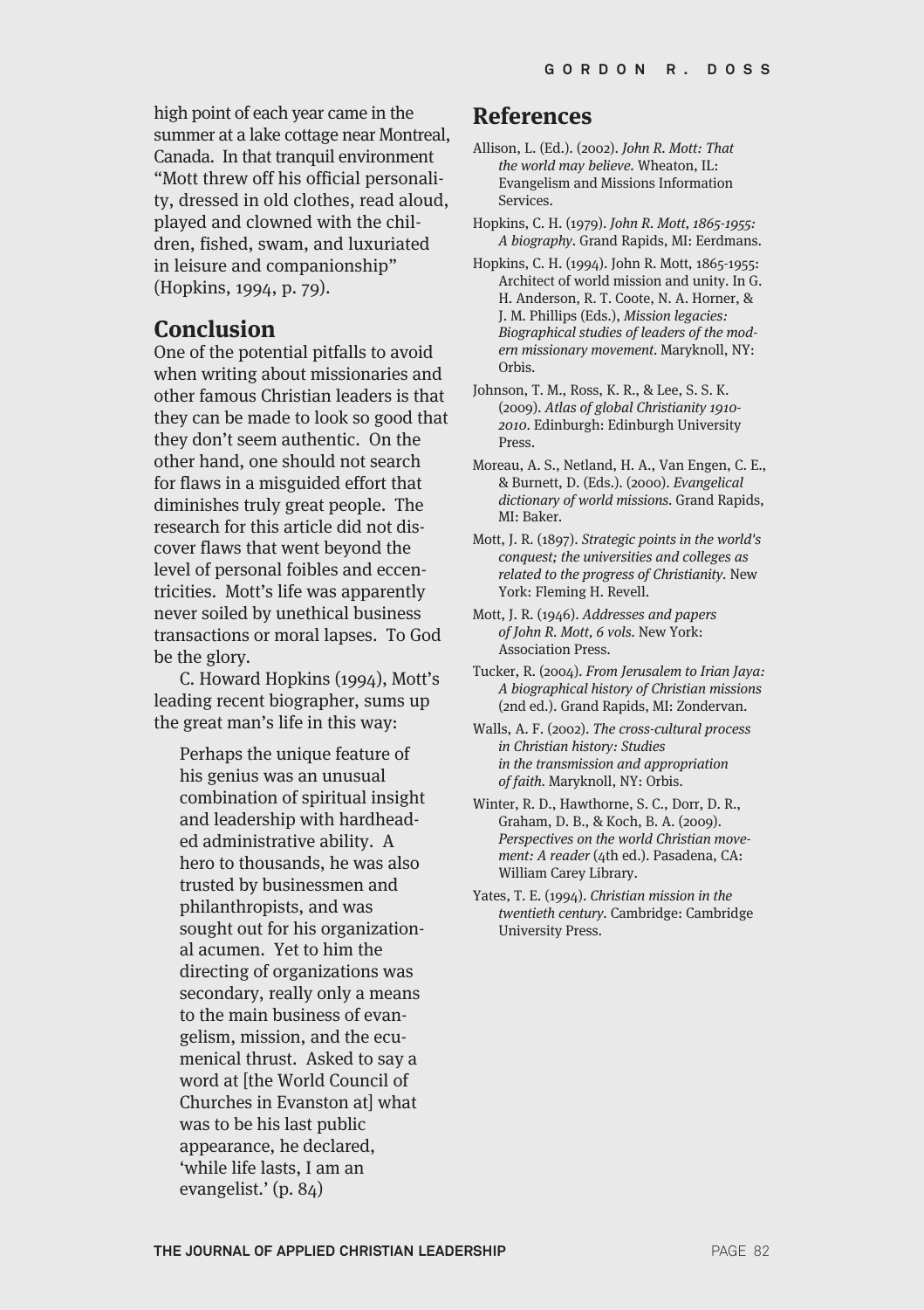high point of each year came in the summer at a lake cottage near Montreal, Canada. In that tranquil environment "Mott threw off his official personality, dressed in old clothes, read aloud, played and clowned with the children, fished, swam, and luxuriated in leisure and companionship" (Hopkins, 1994, p. 79).

## Conclusion

One of the potential pitfalls to avoid when writing about missionaries and other famous Christian leaders is that they can be made to look so good that they don't seem authentic. On the other hand, one should not search for flaws in a misguided effort that diminishes truly great people. The research for this article did not discover flaws that went beyond the level of personal foibles and eccentricities. Mott's life was apparently never soiled by unethical business transactions or moral lapses. To God be the glory.

C. Howard Hopkins (1994), Mott's leading recent biographer, sums up the great man's life in this way:

> Perhaps the unique feature of his genius was an unusual combination of spiritual insight and leadership with hardheaded administrative ability. A hero to thousands, he was also trusted by businessmen and philanthropists, and was sought out for his organizational acumen. Yet to him the directing of organizations was secondary, really only a means to the main business of evangelism, mission, and the ecumenical thrust. Asked to say a word at [the World Council of Churches in Evanston at] what was to be his last public appearance, he declared, 'while life lasts, I am an evangelist.' (p. 84)

## References

Allison, L. (Ed.). (2002). *John R. Mott: That the world may believe*. Wheaton, IL: Evangelism and Missions Information Services.

Hopkins, C. H. (1979). *John R. Mott, 1865-1955: A biography*. Grand Rapids, MI: Eerdmans.

Hopkins, C. H. (1994). John R. Mott, 1865-1955: Architect of world mission and unity. In G. H. Anderson, R. T. Coote, N. A. Horner, & J. M. Phillips (Eds.), *Mission legacies: Biographical studies of leaders of the modern missionary movement*. Maryknoll, NY: Orbis.

Johnson, T. M., Ross, K. R., & Lee, S. S. K. (2009). *Atlas of global Christianity 1910-2010*. Edinburgh: Edinburgh University Press.

Moreau, A. S., Netland, H. A., Van Engen, C. E., & Burnett, D. (Eds.). (2000). *Evangelical dictionary of world missions*. Grand Rapids, MI: Baker.

Mott, J. R. (1897). *Strategic points in the world's conquest; the universities and colleges as related to the progress of Christianity*. New York: Fleming H. Revell.

Mott, J. R. (1946). *Addresses and papers of John R. Mott, 6 vols.* New York: Association Press.

Tucker, R. (2004). *From Jerusalem to Irian Jaya: A biographical history of Christian missions* (2nd ed.). Grand Rapids, MI: Zondervan.

Walls, A. F. (2002). *The cross-cultural process in Christian history: Studies in the transmission and appropriation of faith*. Maryknoll, NY: Orbis.

Winter, R. D., Hawthorne, S. C., Dorr, D. R., Graham, D. B., & Koch, B. A. (2009). *Perspectives on the world Christian movement: A reader* (4th ed.). Pasadena, CA: William Carey Library.

Yates, T. E. (1994). *Christian mission in the twentieth century*. Cambridge: Cambridge University Press.